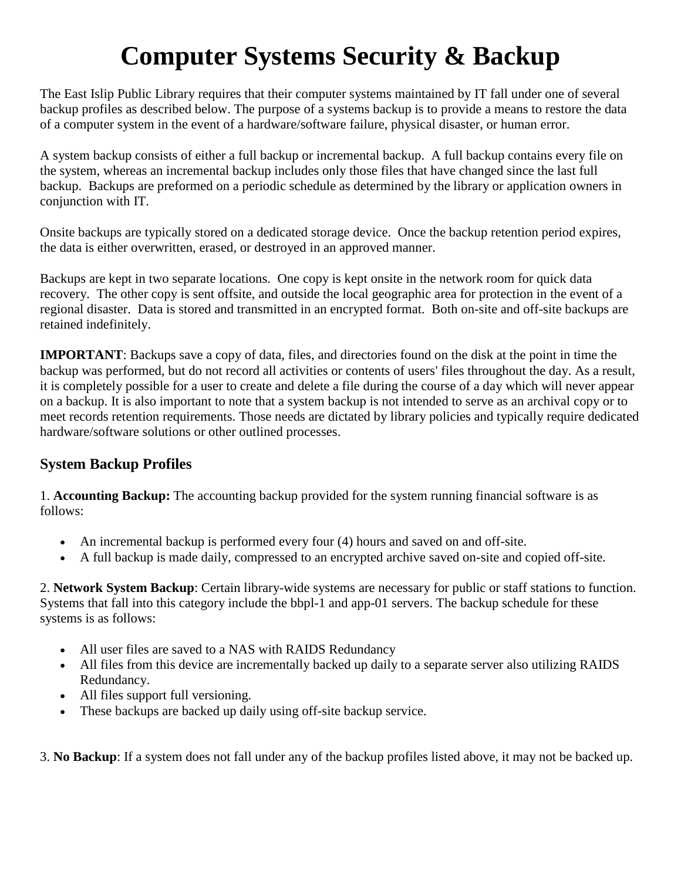# Computer Systems Security & Backup

The East Islip Public Library requires that their computer systems maintained by IT fall under one of several backup profiles as described below. The purpose of a systems backup is to provide a means to restore the data of a computer system in the event of a hardware/software failure, physical disaster, or human error.

A system backup consists of either a full backup or incremental backup. A full backup contains every file on the system, whereas an incremental backup includes only those files that have changed since the last full backup. Backups are preformed on a periodic schedule as determined by the library or application owners in conjunction with IT.

Onsite backups are typically stored on a dedicated storage device. Once the backup retention period expires, the data is either overwritten, erased, or destroyed in an approved manner.

Backups are kept in two separate locations. One copy is kept onsite in the network room for quick data recovery. The other copy is sent offsite, and outside the local geographic area for protection in the event of a regional disaster. Data is stored and transmitted in an encrypted format. Both on-site and off-site backups are retained indefinitely.

**IMPORTANT**: Backups save a copy of data, files, and directories found on the disk at the point in time the backup was performed, but do not record all activities or contents of users' files throughout the day. As a result, it is completely possible for a user to create and delete a file during the course of a day which will never appear on a backup. It is also important to note that a system backup is not intended to serve as an archival copy or to meet records retention requirements. Those needs are dictated by library policies and typically require dedicated hardware/software solutions or other outlined processes.

## System Backup Profiles

1. **Accounting Backup:** The accounting backup provided for the system running financial software is as follows:

- An incremental backup is performed every four (4) hours and saved on and off-site.
- A full backup is made daily, compressed to an encrypted archive saved on-site and copied off-site.

2. **Network System Backup**: Certain library-wide systems are necessary for public or staff stations to function. Systems that fall into this category include the bbpl-1 and app-01 servers. The backup schedule for these systems is as follows:

- All user files are saved to a NAS with RAIDS Redundancy
- All files from this device are incrementally backed up daily to a separate server also utilizing RAIDS Redundancy.
- All files support full versioning.
- These backups are backed up daily using off-site backup service.

3. **No Backup**: If a system does not fall under any of the backup profiles listed above, it may not be backed up.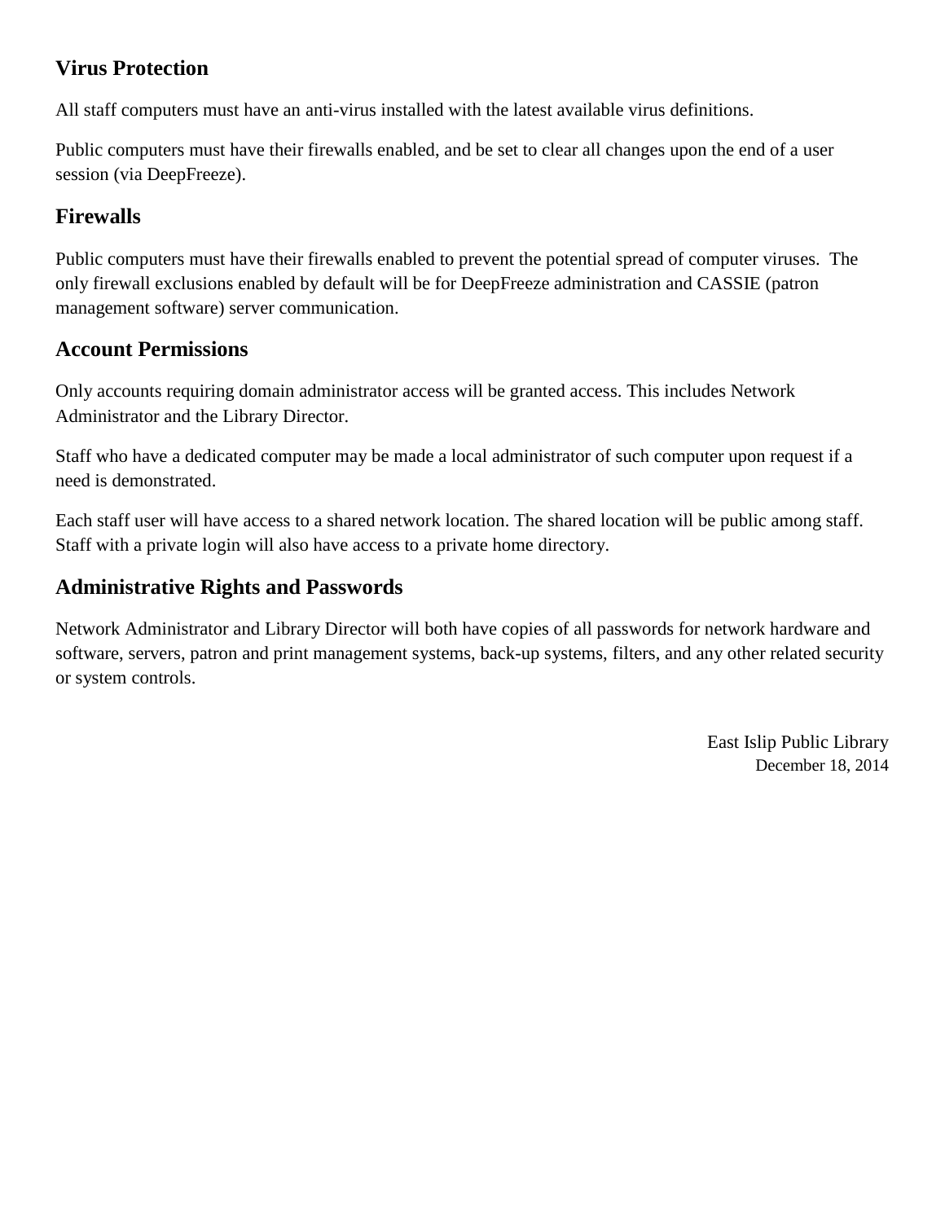## Virus Protection

All staff computers must have an anti-virus installed with the latest available virus definitions.

Public computers must have their firewalls enabled, and be set to clear all changes upon the end of a user session (via DeepFreeze).

## Firewalls

Public computers must have their firewalls enabled to prevent the potential spread of computer viruses. The only firewall exclusions enabled by default will be for DeepFreeze administration and CASSIE (patron management software) server communication.

## Account Permissions

Only accounts requiring domain administrator access will be granted access. This includes Network Administrator and the Library Director.

Staff who have a dedicated computer may be made a local administrator of such computer upon request if a need is demonstrated.

Each staff user will have access to a shared network location. The shared location will be public among staff. Staff with a private login will also have access to a private home directory.

## Administrative Rights and Passwords

Network Administrator and Library Director will both have copies of all passwords for network hardware and software, servers, patron and print management systems, back-up systems, filters, and any other related security or system controls.

East Islip Public Library
December 18, 2014